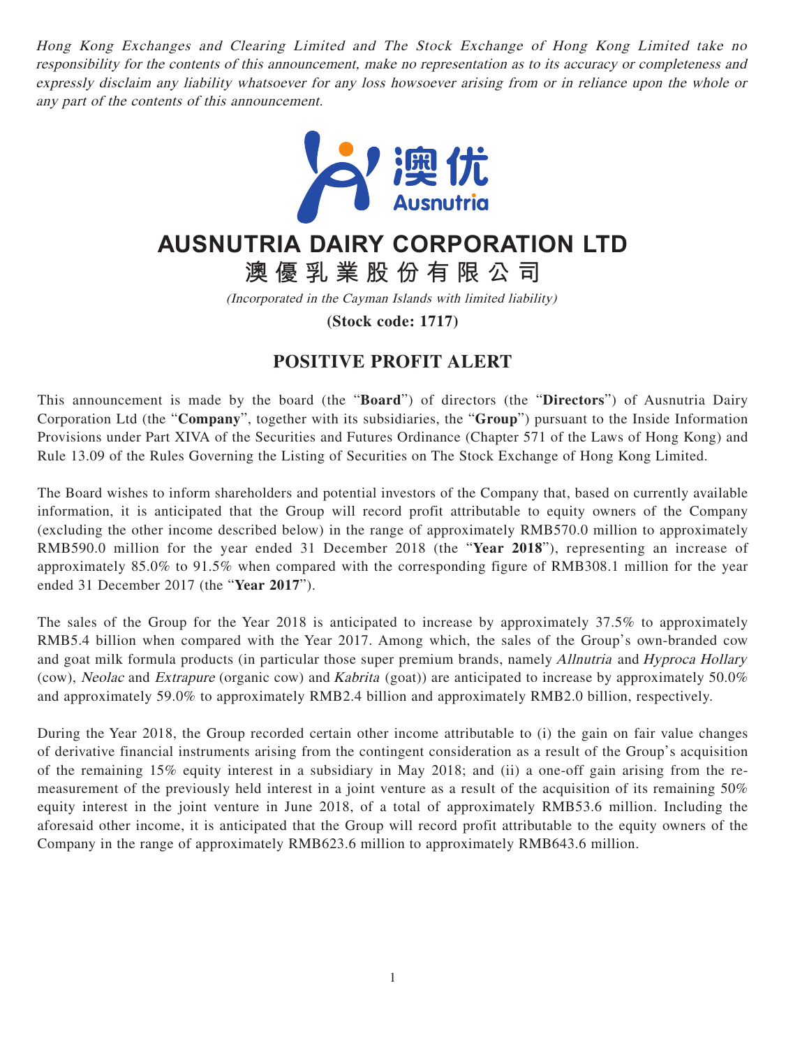*Hong Kong Exchanges and Clearing Limited and The Stock Exchange of Hong Kong Limited take no responsibility for the contents of this announcement, make no representation as to its accuracy or completeness and expressly disclaim any liability whatsoever for any loss howsoever arising from or in reliance upon the whole or any part of the contents of this announcement.*

# AUSNUTRIA DAIRY CORPORATION LTD

# 澳優乳業股份有限公司

*(Incorporated in the Cayman Islands with limited liability)*

**(Stock code: 1717)**

## POSITIVE PROFIT ALERT

This announcement is made by the board (the "**Board**") of directors (the "**Directors**") of Ausnutria Dairy Corporation Ltd (the "**Company**", together with its subsidiaries, the "**Group**") pursuant to the Inside Information Provisions under Part XIVA of the Securities and Futures Ordinance (Chapter 571 of the Laws of Hong Kong) and Rule 13.09 of the Rules Governing the Listing of Securities on The Stock Exchange of Hong Kong Limited.

The Board wishes to inform shareholders and potential investors of the Company that, based on currently available information, it is anticipated that the Group will record profit attributable to equity owners of the Company (excluding the other income described below) in the range of approximately RMB570.0 million to approximately RMB590.0 million for the year ended 31 December 2018 (the "**Year 2018**"), representing an increase of approximately 85.0% to 91.5% when compared with the corresponding figure of RMB308.1 million for the year ended 31 December 2017 (the "**Year 2017**").

The sales of the Group for the Year 2018 is anticipated to increase by approximately 37.5% to approximately RMB5.4 billion when compared with the Year 2017. Among which, the sales of the Group's own-branded cow and goat milk formula products (in particular those super premium brands, namely *Allnutria* and *Hyproca Hollary* (cow), *Neolac* and *Extrapure* (organic cow) and *Kabrita* (goat)) are anticipated to increase by approximately 50.0% and approximately 59.0% to approximately RMB2.4 billion and approximately RMB2.0 billion, respectively.

During the Year 2018, the Group recorded certain other income attributable to (i) the gain on fair value changes of derivative financial instruments arising from the contingent consideration as a result of the Group's acquisition of the remaining 15% equity interest in a subsidiary in May 2018; and (ii) a one-off gain arising from the re-measurement of the previously held interest in a joint venture as a result of the acquisition of its remaining 50% equity interest in the joint venture in June 2018, of a total of approximately RMB53.6 million. Including the aforesaid other income, it is anticipated that the Group will record profit attributable to the equity owners of the Company in the range of approximately RMB623.6 million to approximately RMB643.6 million.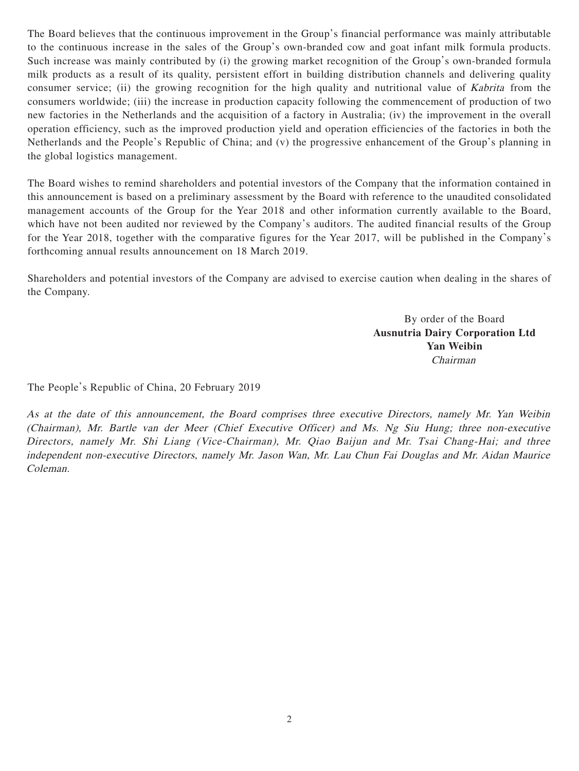The Board believes that the continuous improvement in the Group's financial performance was mainly attributable to the continuous increase in the sales of the Group's own-branded cow and goat infant milk formula products. Such increase was mainly contributed by (i) the growing market recognition of the Group's own-branded formula milk products as a result of its quality, persistent effort in building distribution channels and delivering quality consumer service; (ii) the growing recognition for the high quality and nutritional value of *Kabrita* from the consumers worldwide; (iii) the increase in production capacity following the commencement of production of two new factories in the Netherlands and the acquisition of a factory in Australia; (iv) the improvement in the overall operation efficiency, such as the improved production yield and operation efficiencies of the factories in both the Netherlands and the People's Republic of China; and (v) the progressive enhancement of the Group's planning in the global logistics management.

The Board wishes to remind shareholders and potential investors of the Company that the information contained in this announcement is based on a preliminary assessment by the Board with reference to the unaudited consolidated management accounts of the Group for the Year 2018 and other information currently available to the Board, which have not been audited nor reviewed by the Company's auditors. The audited financial results of the Group for the Year 2018, together with the comparative figures for the Year 2017, will be published in the Company's forthcoming annual results announcement on 18 March 2019.

Shareholders and potential investors of the Company are advised to exercise caution when dealing in the shares of the Company.

By order of the Board
**Ausnutria Dairy Corporation Ltd**
**Yan Weibin**
*Chairman*

The People's Republic of China, 20 February 2019

*As at the date of this announcement, the Board comprises three executive Directors, namely Mr. Yan Weibin (Chairman), Mr. Bartle van der Meer (Chief Executive Officer) and Ms. Ng Siu Hung; three non-executive Directors, namely Mr. Shi Liang (Vice-Chairman), Mr. Qiao Baijun and Mr. Tsai Chang-Hai; and three independent non-executive Directors, namely Mr. Jason Wan, Mr. Lau Chun Fai Douglas and Mr. Aidan Maurice Coleman.*